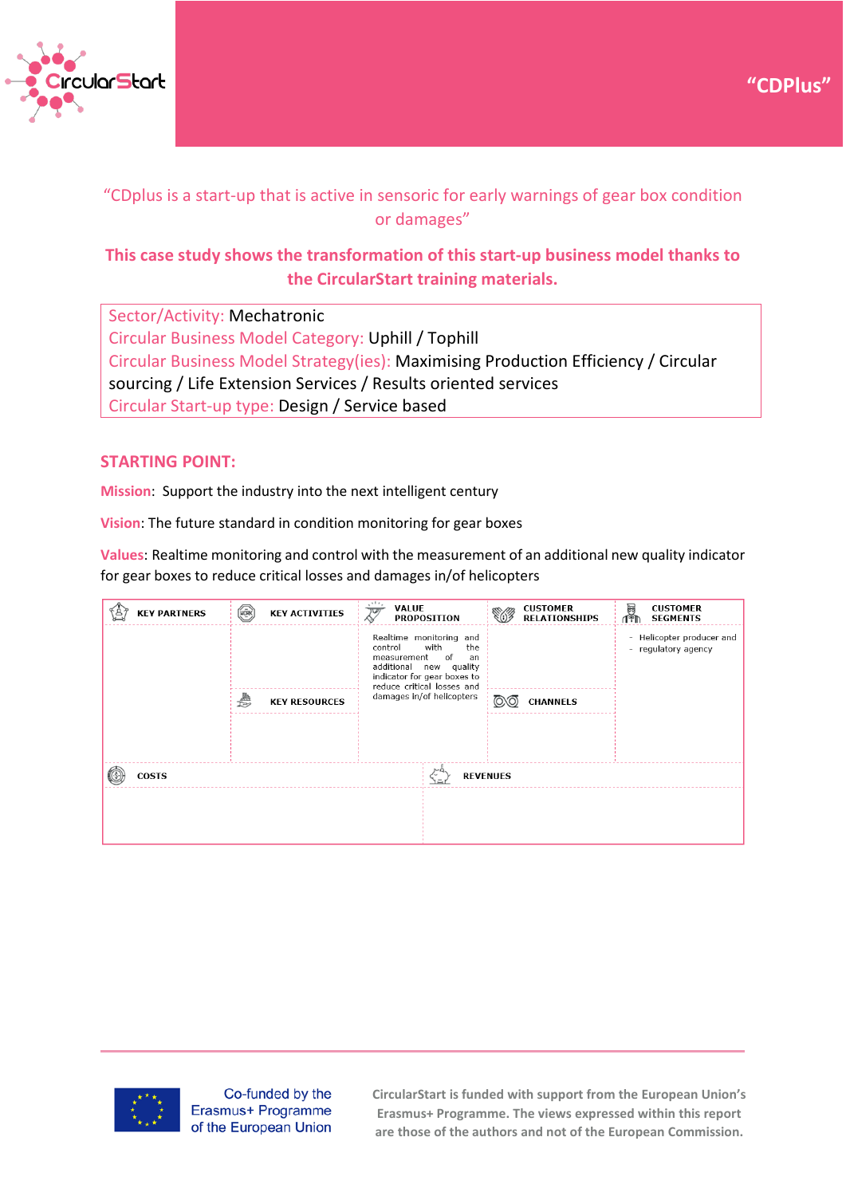# "CDPlus"

"CDplus is a start-up that is active in sensoric for early warnings of gear box condition or damages"

**This case study shows the transformation of this start-up business model thanks to the CircularStart training materials.**

| |
|---|
| Sector/Activity: Mechatronic<br>Circular Business Model Category: Uphill / Tophill<br>Circular Business Model Strategy(ies): Maximising Production Efficiency / Circular sourcing / Life Extension Services / Results oriented services<br>Circular Start-up type: Design / Service based |

## STARTING POINT:

**Mission**: Support the industry into the next intelligent century

**Vision**: The future standard in condition monitoring for gear boxes

**Values**: Realtime monitoring and control with the measurement of an additional new quality indicator for gear boxes to reduce critical losses and damages in/of helicopters

| KEY PARTNERS | KEY ACTIVITIES | VALUE PROPOSITION | CUSTOMER RELATIONSHIPS | CUSTOMER SEGMENTS |
|---|---|---|---|---|
| | | Realtime monitoring and control with the measurement of an additional new quality indicator for gear boxes to reduce critical losses and damages in/of helicopters | | - Helicopter producer and<br>- regulatory agency |
| | KEY RESOURCES | | CHANNELS | |
| | | | | |
| COSTS | | | REVENUES | |
| | | | | |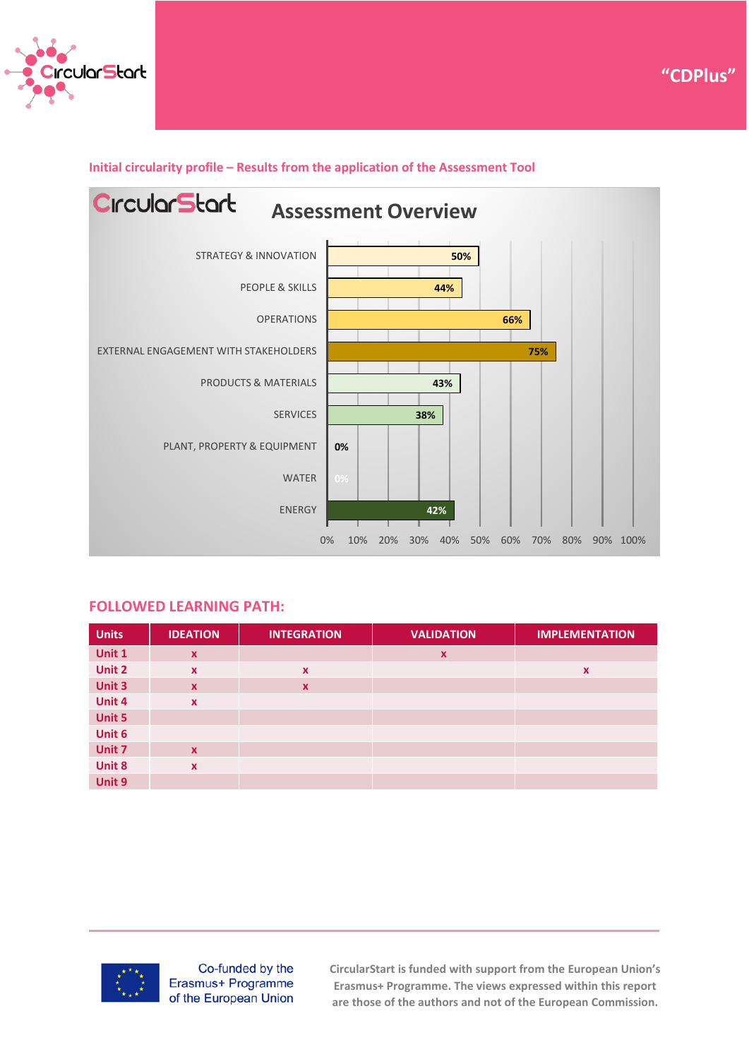"CDPlus"

Initial circularity profile – Results from the application of the Assessment Tool

**Assessment Overview**

| Area | Score |
|---|---|
| STRATEGY & INNOVATION | 50% |
| PEOPLE & SKILLS | 44% |
| OPERATIONS | 66% |
| EXTERNAL ENGAGEMENT WITH STAKEHOLDERS | 75% |
| PRODUCTS & MATERIALS | 43% |
| SERVICES | 38% |
| PLANT, PROPERTY & EQUIPMENT | 0% |
| WATER | 0% |
| ENERGY | 42% |

## FOLLOWED LEARNING PATH:

| Units | IDEATION | INTEGRATION | VALIDATION | IMPLEMENTATION |
|---|---|---|---|---|
| Unit 1 | x | | x | |
| Unit 2 | x | x | | x |
| Unit 3 | x | x | | |
| Unit 4 | x | | | |
| Unit 5 | | | | |
| Unit 6 | | | | |
| Unit 7 | x | | | |
| Unit 8 | x | | | |
| Unit 9 | | | | |

Co-funded by the Erasmus+ Programme of the European Union

CircularStart is funded with support from the European Union's Erasmus+ Programme. The views expressed within this report are those of the authors and not of the European Commission.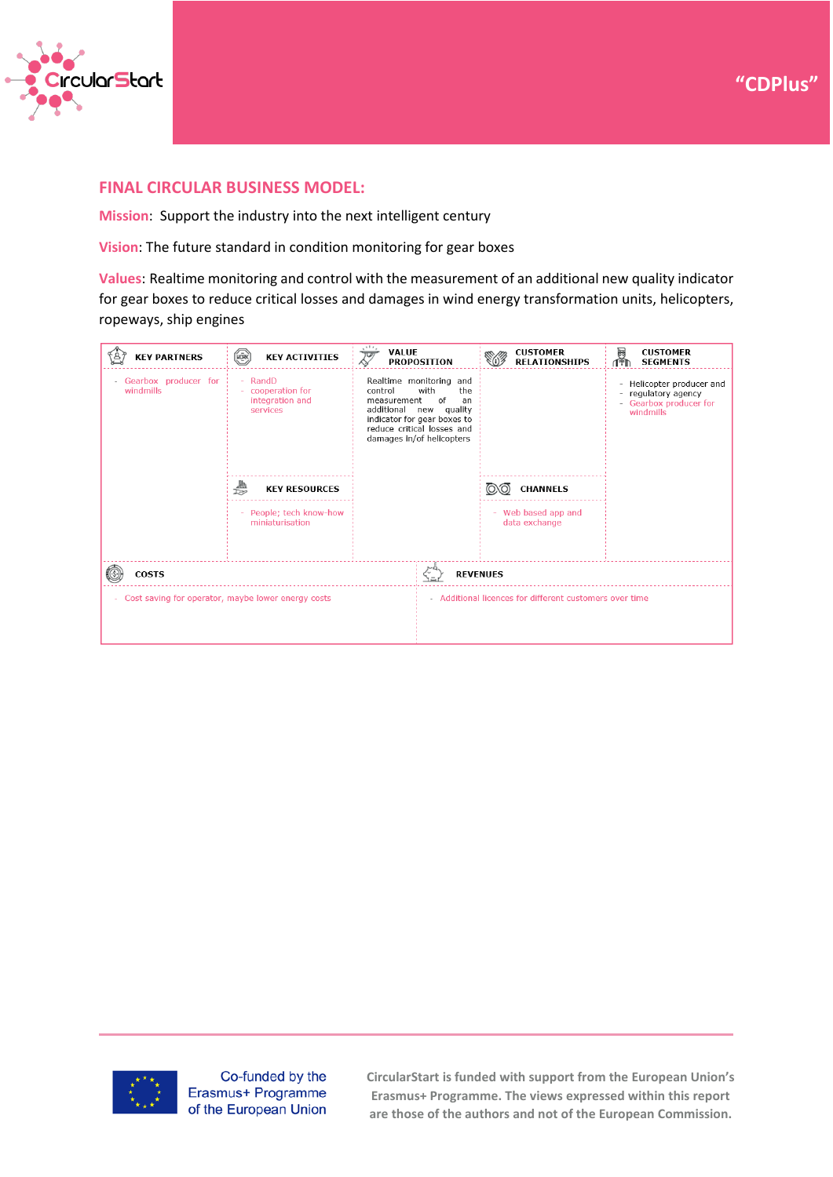"CDPlus"

## FINAL CIRCULAR BUSINESS MODEL:

**Mission**: Support the industry into the next intelligent century

**Vision**: The future standard in condition monitoring for gear boxes

**Values**: Realtime monitoring and control with the measurement of an additional new quality indicator for gear boxes to reduce critical losses and damages in wind energy transformation units, helicopters, ropeways, ship engines

| KEY PARTNERS | KEY ACTIVITIES | VALUE PROPOSITION | CUSTOMER RELATIONSHIPS | CUSTOMER SEGMENTS |
|---|---|---|---|---|
| - Gearbox producer for windmills | - RandD<br>- cooperation for integration and services | Realtime monitoring and control with the measurement of an additional new quality indicator for gear boxes to reduce critical losses and damages in/of helicopters | | - Helicopter producer and regulatory agency<br>- Gearbox producer for windmills |
| | **KEY RESOURCES** | | **CHANNELS** | |
| | - People; tech know-how miniaturisation | | - Web based app and data exchange | |
| **COSTS** | | **REVENUES** | | |
| - Cost saving for operator, maybe lower energy costs | | - Additional licences for different customers over time | | |

Co-funded by the Erasmus+ Programme of the European Union

CircularStart is funded with support from the European Union's Erasmus+ Programme. The views expressed within this report are those of the authors and not of the European Commission.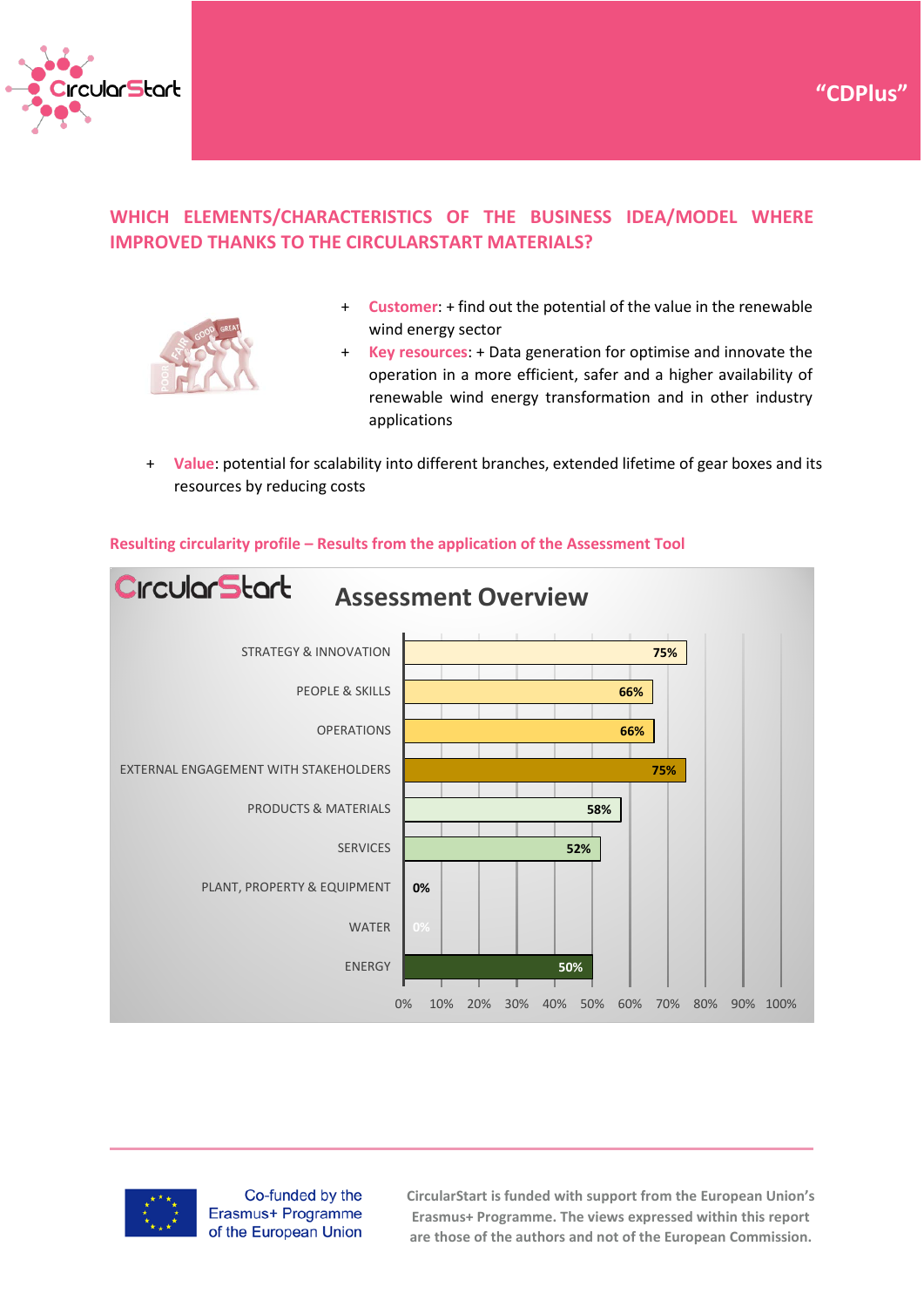"CDPlus"

## WHICH ELEMENTS/CHARACTERISTICS OF THE BUSINESS IDEA/MODEL WHERE IMPROVED THANKS TO THE CIRCULARSTART MATERIALS?

- **Customer**: + find out the potential of the value in the renewable wind energy sector
- **Key resources**: + Data generation for optimise and innovate the operation in a more efficient, safer and a higher availability of renewable wind energy transformation and in other industry applications
- **Value**: potential for scalability into different branches, extended lifetime of gear boxes and its resources by reducing costs

### Resulting circularity profile – Results from the application of the Assessment Tool

**CircularStart – Assessment Overview**

| Area | Score |
|---|---|
| STRATEGY & INNOVATION | 75% |
| PEOPLE & SKILLS | 66% |
| OPERATIONS | 66% |
| EXTERNAL ENGAGEMENT WITH STAKEHOLDERS | 75% |
| PRODUCTS & MATERIALS | 58% |
| SERVICES | 52% |
| PLANT, PROPERTY & EQUIPMENT | 0% |
| WATER | 0% |
| ENERGY | 50% |

Co-funded by the Erasmus+ Programme of the European Union

CircularStart is funded with support from the European Union's Erasmus+ Programme. The views expressed within this report are those of the authors and not of the European Commission.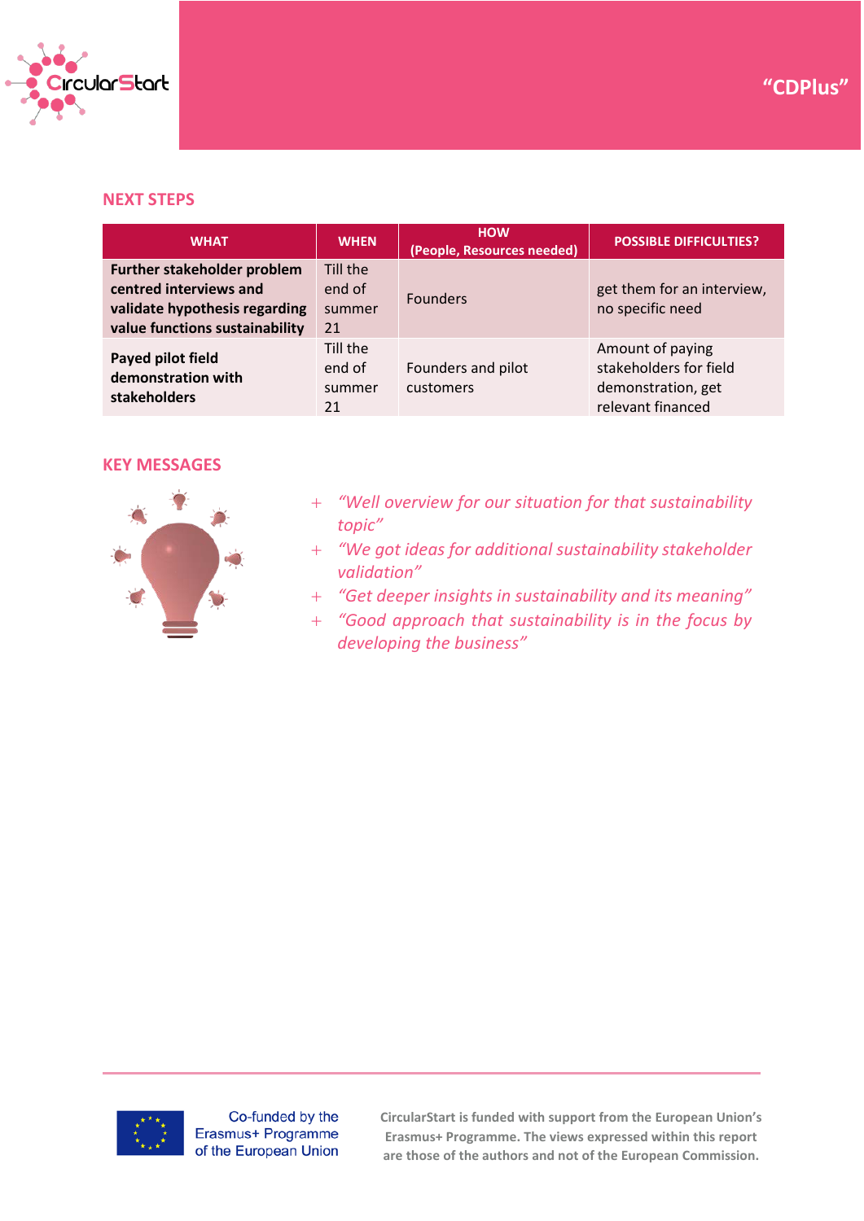"CDPlus"

## NEXT STEPS

| WHAT | WHEN | HOW (People, Resources needed) | POSSIBLE DIFFICULTIES? |
|---|---|---|---|
| **Further stakeholder problem centred interviews and validate hypothesis regarding value functions sustainability** | Till the end of summer 21 | Founders | get them for an interview, no specific need |
| **Payed pilot field demonstration with stakeholders** | Till the end of summer 21 | Founders and pilot customers | Amount of paying stakeholders for field demonstration, get relevant financed |

## KEY MESSAGES

- *"Well overview for our situation for that sustainability topic"*
- *"We got ideas for additional sustainability stakeholder validation"*
- *"Get deeper insights in sustainability and its meaning"*
- *"Good approach that sustainability is in the focus by developing the business"*

Co-funded by the Erasmus+ Programme of the European Union

CircularStart is funded with support from the European Union's Erasmus+ Programme. The views expressed within this report are those of the authors and not of the European Commission.